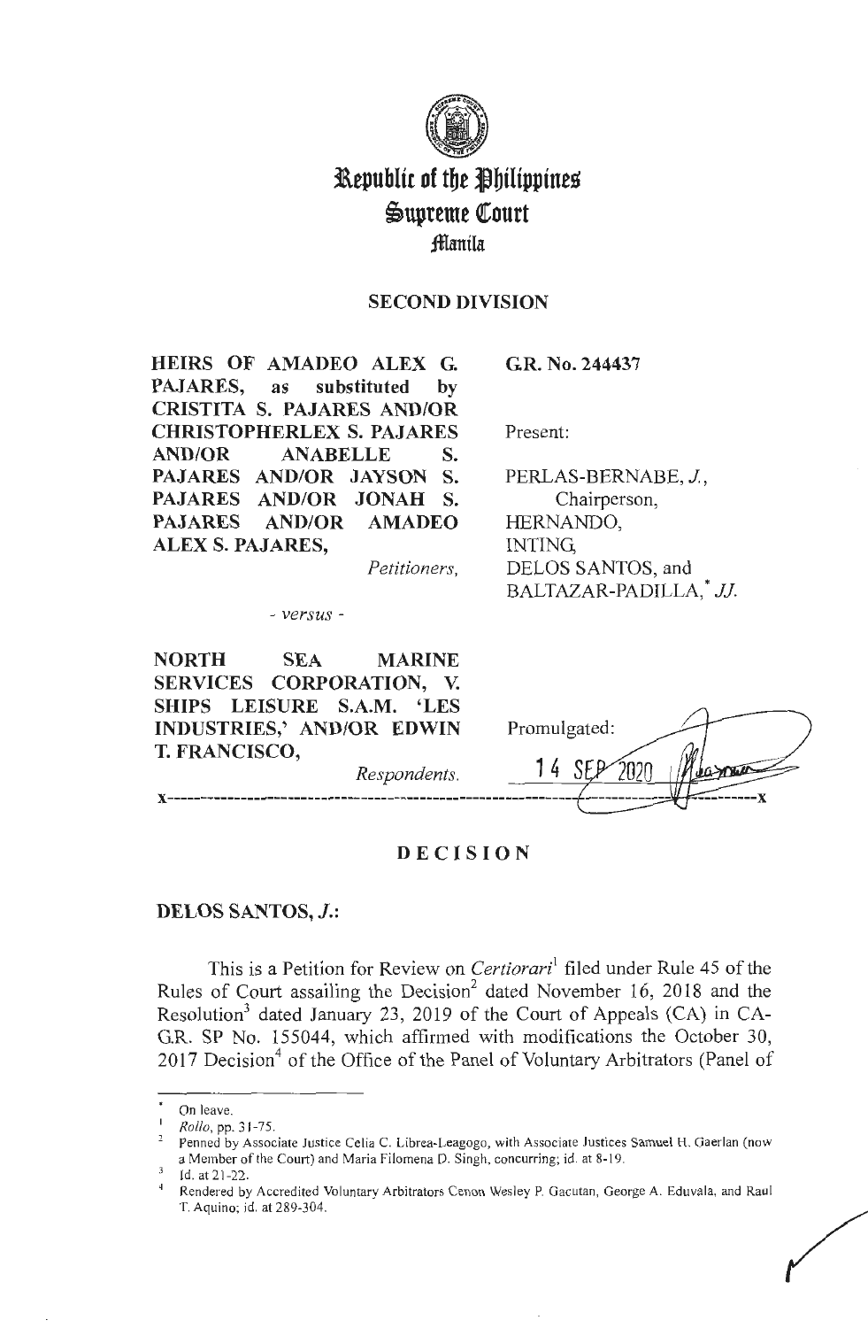# Republic of the Philippines
# Supreme Court
# Manila

## SECOND DIVISION

| | |
|---|---|
| **HEIRS OF AMADEO ALEX G. PAJARES, as substituted by CRISTITA S. PAJARES AND/OR CHRISTOPHERLEX S. PAJARES AND/OR ANABELLE S. PAJARES AND/OR JAYSON S. PAJARES AND/OR JONAH S. PAJARES AND/OR AMADEO ALEX S. PAJARES,** *Petitioners,* | **G.R. No. 244437** |
| | Present: |
| | PERLAS-BERNABE, *J.,* Chairperson, HERNANDO, INTING, DELOS SANTOS, and BALTAZAR-PADILLA,* *JJ.* |
| *- versus -* | |
| **NORTH SEA MARINE SERVICES CORPORATION, V. SHIPS LEISURE S.A.M. 'LES INDUSTRIES,' AND/OR EDWIN T. FRANCISCO,** *Respondents.* | Promulgated: 14 SEP 2020 |

x-----------------------------------------------------------------------------------------x

## DECISION

**DELOS SANTOS, *J.*:**

This is a Petition for Review on *Certiorari*[1] filed under Rule 45 of the Rules of Court assailing the Decision[2] dated November 16, 2018 and the Resolution[3] dated January 23, 2019 of the Court of Appeals (CA) in CA-G.R. SP No. 155044, which affirmed with modifications the October 30, 2017 Decision[4] of the Office of the Panel of Voluntary Arbitrators (Panel of

---

\* On leave.

[1] *Rollo*, pp. 31-75.

[2] Penned by Associate Justice Celia C. Librea-Leagogo, with Associate Justices Samuel H. Gaerlan (now a Member of the Court) and Maria Filomena D. Singh, concurring; id. at 8-19.

[3] Id. at 21-22.

[4] Rendered by Accredited Voluntary Arbitrators Cenon Wesley P. Gacutan, George A. Eduvala, and Raul T. Aquino; id. at 289-304.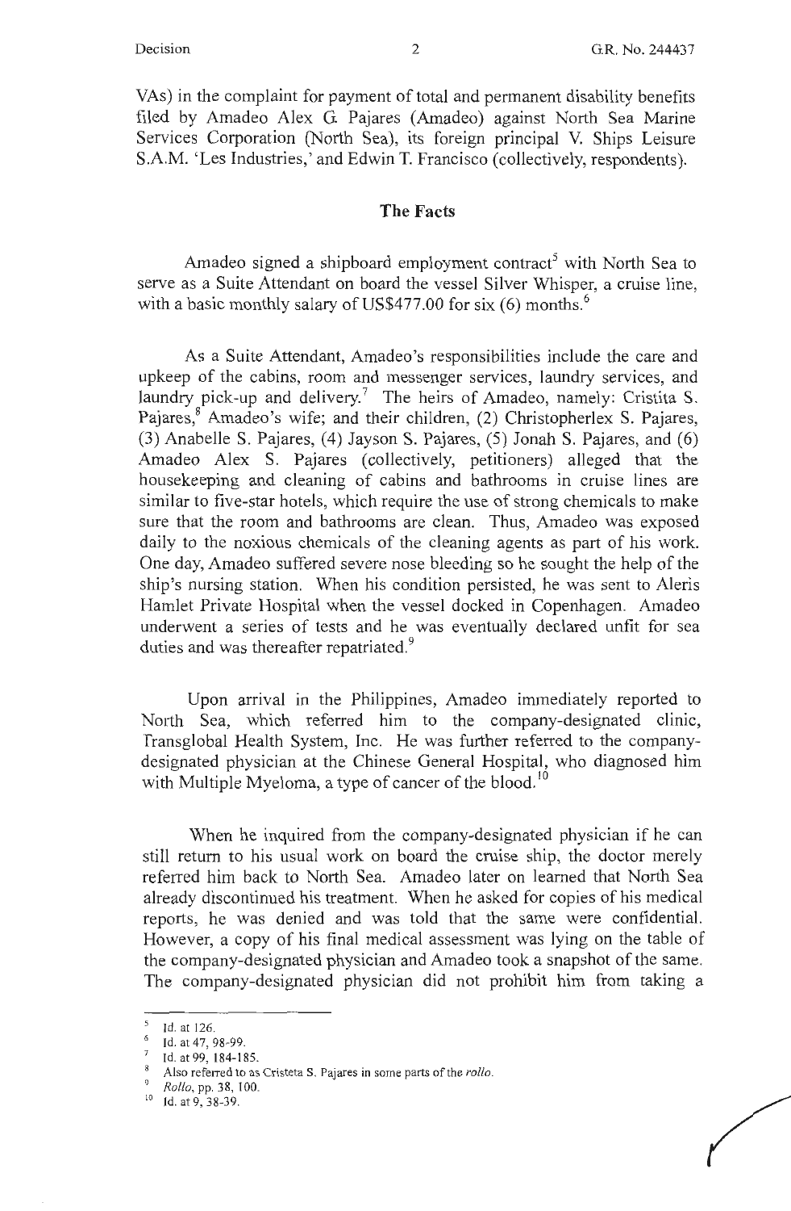VAs) in the complaint for payment of total and permanent disability benefits filed by Amadeo Alex G. Pajares (Amadeo) against North Sea Marine Services Corporation (North Sea), its foreign principal V. Ships Leisure S.A.M. 'Les Industries,' and Edwin T. Francisco (collectively, respondents).

## The Facts

Amadeo signed a shipboard employment contract[5] with North Sea to serve as a Suite Attendant on board the vessel Silver Whisper, a cruise line, with a basic monthly salary of US$477.00 for six (6) months.[6]

As a Suite Attendant, Amadeo's responsibilities include the care and upkeep of the cabins, room and messenger services, laundry services, and laundry pick-up and delivery.[7] The heirs of Amadeo, namely: Cristita S. Pajares,[8] Amadeo's wife; and their children, (2) Christopherlex S. Pajares, (3) Anabelle S. Pajares, (4) Jayson S. Pajares, (5) Jonah S. Pajares, and (6) Amadeo Alex S. Pajares (collectively, petitioners) alleged that the housekeeping and cleaning of cabins and bathrooms in cruise lines are similar to five-star hotels, which require the use of strong chemicals to make sure that the room and bathrooms are clean. Thus, Amadeo was exposed daily to the noxious chemicals of the cleaning agents as part of his work. One day, Amadeo suffered severe nose bleeding so he sought the help of the ship's nursing station. When his condition persisted, he was sent to Aleris Hamlet Private Hospital when the vessel docked in Copenhagen. Amadeo underwent a series of tests and he was eventually declared unfit for sea duties and was thereafter repatriated.[9]

Upon arrival in the Philippines, Amadeo immediately reported to North Sea, which referred him to the company-designated clinic, Transglobal Health System, Inc. He was further referred to the company-designated physician at the Chinese General Hospital, who diagnosed him with Multiple Myeloma, a type of cancer of the blood.[10]

When he inquired from the company-designated physician if he can still return to his usual work on board the cruise ship, the doctor merely referred him back to North Sea. Amadeo later on learned that North Sea already discontinued his treatment. When he asked for copies of his medical reports, he was denied and was told that the same were confidential. However, a copy of his final medical assessment was lying on the table of the company-designated physician and Amadeo took a snapshot of the same. The company-designated physician did not prohibit him from taking a

---

[5] Id. at 126.

[6] Id. at 47, 98-99.

[7] Id. at 99, 184-185.

[8] Also referred to as Cristeta S. Pajares in some parts of the *rollo*.

[9] *Rollo*, pp. 38, 100.

[10] Id. at 9, 38-39.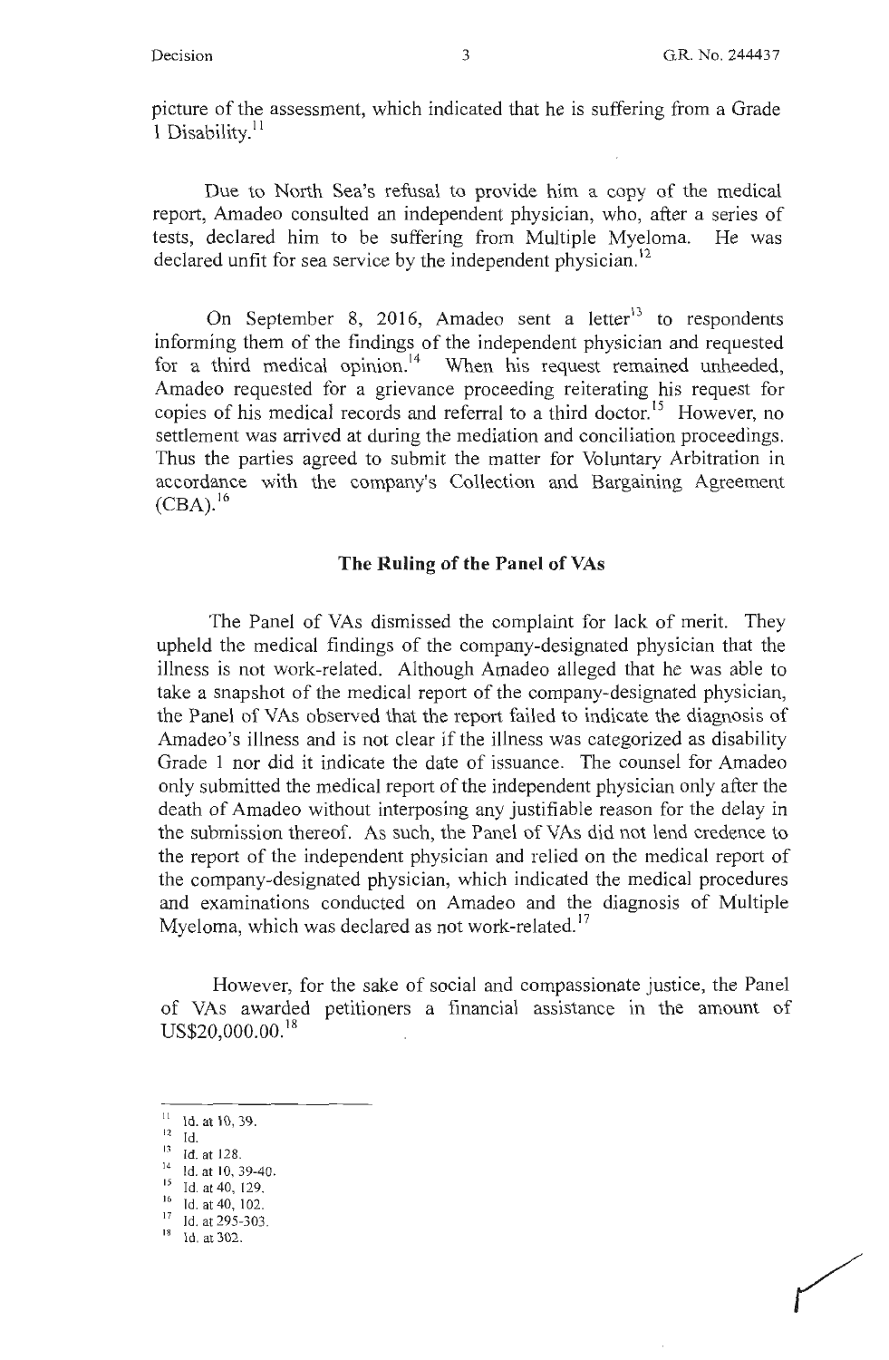picture of the assessment, which indicated that he is suffering from a Grade 1 Disability.[11]

Due to North Sea's refusal to provide him a copy of the medical report, Amadeo consulted an independent physician, who, after a series of tests, declared him to be suffering from Multiple Myeloma. He was declared unfit for sea service by the independent physician.[12]

On September 8, 2016, Amadeo sent a letter[13] to respondents informing them of the findings of the independent physician and requested for a third medical opinion.[14] When his request remained unheeded, Amadeo requested for a grievance proceeding reiterating his request for copies of his medical records and referral to a third doctor.[15] However, no settlement was arrived at during the mediation and conciliation proceedings. Thus the parties agreed to submit the matter for Voluntary Arbitration in accordance with the company's Collection and Bargaining Agreement (CBA).[16]

## The Ruling of the Panel of VAs

The Panel of VAs dismissed the complaint for lack of merit. They upheld the medical findings of the company-designated physician that the illness is not work-related. Although Amadeo alleged that he was able to take a snapshot of the medical report of the company-designated physician, the Panel of VAs observed that the report failed to indicate the diagnosis of Amadeo's illness and is not clear if the illness was categorized as disability Grade 1 nor did it indicate the date of issuance. The counsel for Amadeo only submitted the medical report of the independent physician only after the death of Amadeo without interposing any justifiable reason for the delay in the submission thereof. As such, the Panel of VAs did not lend credence to the report of the independent physician and relied on the medical report of the company-designated physician, which indicated the medical procedures and examinations conducted on Amadeo and the diagnosis of Multiple Myeloma, which was declared as not work-related.[17]

However, for the sake of social and compassionate justice, the Panel of VAs awarded petitioners a financial assistance in the amount of US$20,000.00.[18]

---

[11] Id. at 10, 39.
[12] Id.
[13] Id. at 128.
[14] Id. at 10, 39-40.
[15] Id. at 40, 129.
[16] Id. at 40, 102.
[17] Id. at 295-303.
[18] Id. at 302.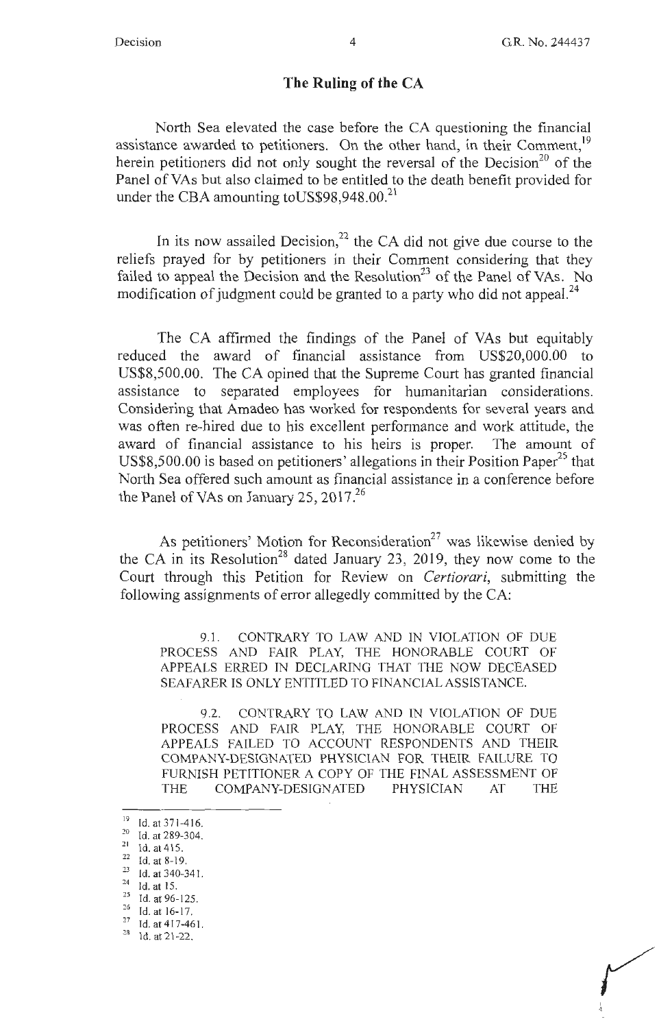## The Ruling of the CA

North Sea elevated the case before the CA questioning the financial assistance awarded to petitioners. On the other hand, in their Comment,[19] herein petitioners did not only sought the reversal of the Decision[20] of the Panel of VAs but also claimed to be entitled to the death benefit provided for under the CBA amounting toUS$98,948.00.[21]

In its now assailed Decision,[22] the CA did not give due course to the reliefs prayed for by petitioners in their Comment considering that they failed to appeal the Decision and the Resolution[23] of the Panel of VAs. No modification of judgment could be granted to a party who did not appeal.[24]

The CA affirmed the findings of the Panel of VAs but equitably reduced the award of financial assistance from US$20,000.00 to US$8,500.00. The CA opined that the Supreme Court has granted financial assistance to separated employees for humanitarian considerations. Considering that Amadeo has worked for respondents for several years and was often re-hired due to his excellent performance and work attitude, the award of financial assistance to his heirs is proper. The amount of US$8,500.00 is based on petitioners' allegations in their Position Paper[25] that North Sea offered such amount as financial assistance in a conference before the Panel of VAs on January 25, 2017.[26]

As petitioners' Motion for Reconsideration[27] was likewise denied by the CA in its Resolution[28] dated January 23, 2019, they now come to the Court through this Petition for Review on *Certiorari*, submitting the following assignments of error allegedly committed by the CA:

> 9.1. CONTRARY TO LAW AND IN VIOLATION OF DUE PROCESS AND FAIR PLAY, THE HONORABLE COURT OF APPEALS ERRED IN DECLARING THAT THE NOW DECEASED SEAFARER IS ONLY ENTITLED TO FINANCIAL ASSISTANCE.
>
> 9.2. CONTRARY TO LAW AND IN VIOLATION OF DUE PROCESS AND FAIR PLAY, THE HONORABLE COURT OF APPEALS FAILED TO ACCOUNT RESPONDENTS AND THEIR COMPANY-DESIGNATED PHYSICIAN FOR THEIR FAILURE TO FURNISH PETITIONER A COPY OF THE FINAL ASSESSMENT OF THE COMPANY-DESIGNATED PHYSICIAN AT THE

---

[19] Id. at 371-416.
[20] Id. at 289-304.
[21] Id. at 415.
[22] Id. at 8-19.
[23] Id. at 340-341.
[24] Id. at 15.
[25] Id. at 96-125.
[26] Id. at 16-17.
[27] Id. at 417-461.
[28] Id. at 21-22.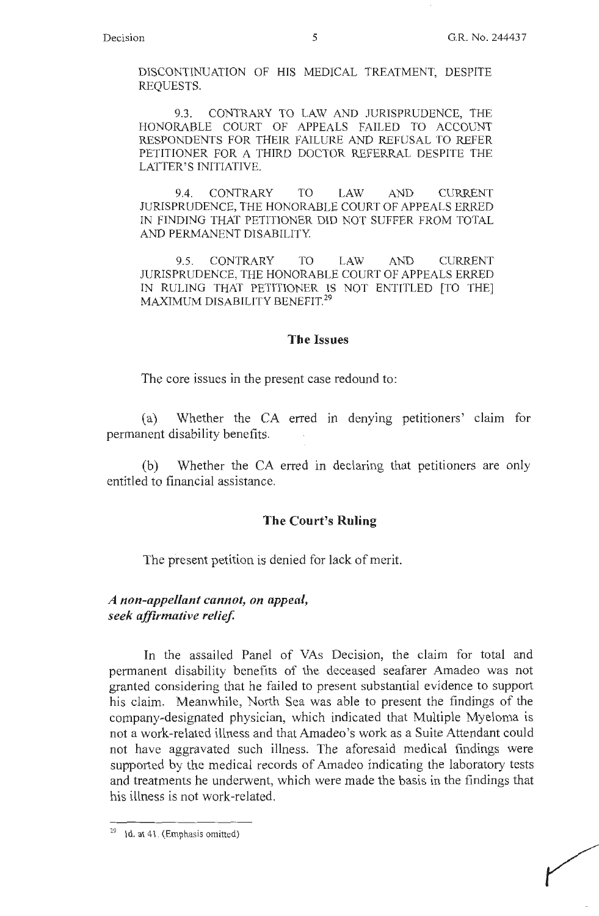DISCONTINUATION OF HIS MEDICAL TREATMENT, DESPITE REQUESTS.

9.3. CONTRARY TO LAW AND JURISPRUDENCE, THE HONORABLE COURT OF APPEALS FAILED TO ACCOUNT RESPONDENTS FOR THEIR FAILURE AND REFUSAL TO REFER PETITIONER FOR A THIRD DOCTOR REFERRAL DESPITE THE LATTER'S INITIATIVE.

9.4. CONTRARY TO LAW AND CURRENT JURISPRUDENCE, THE HONORABLE COURT OF APPEALS ERRED IN FINDING THAT PETITIONER DID NOT SUFFER FROM TOTAL AND PERMANENT DISABILITY.

9.5. CONTRARY TO LAW AND CURRENT JURISPRUDENCE, THE HONORABLE COURT OF APPEALS ERRED IN RULING THAT PETITIONER IS NOT ENTITLED [TO THE] MAXIMUM DISABILITY BENEFIT.[29]

## The Issues

The core issues in the present case redound to:

(a) Whether the CA erred in denying petitioners' claim for permanent disability benefits.

(b) Whether the CA erred in declaring that petitioners are only entitled to financial assistance.

## The Court's Ruling

The present petition is denied for lack of merit.

### *A non-appellant cannot, on appeal, seek affirmative relief.*

In the assailed Panel of VAs Decision, the claim for total and permanent disability benefits of the deceased seafarer Amadeo was not granted considering that he failed to present substantial evidence to support his claim. Meanwhile, North Sea was able to present the findings of the company-designated physician, which indicated that Multiple Myeloma is not a work-related illness and that Amadeo's work as a Suite Attendant could not have aggravated such illness. The aforesaid medical findings were supported by the medical records of Amadeo indicating the laboratory tests and treatments he underwent, which were made the basis in the findings that his illness is not work-related.

---

[29] Id. at 41. (Emphasis omitted)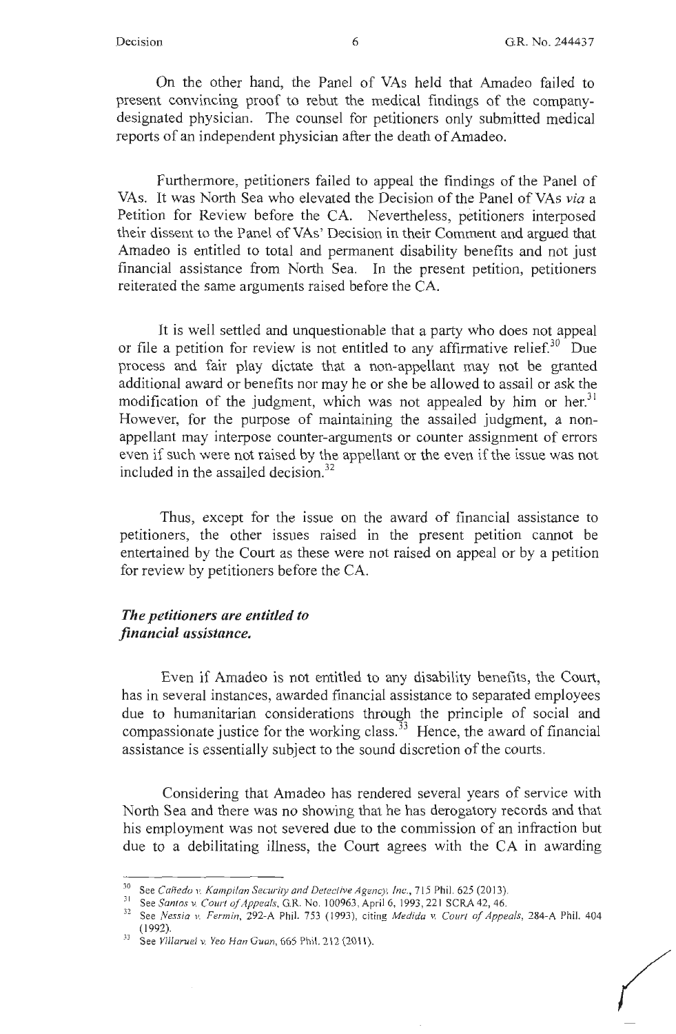On the other hand, the Panel of VAs held that Amadeo failed to present convincing proof to rebut the medical findings of the company-designated physician. The counsel for petitioners only submitted medical reports of an independent physician after the death of Amadeo.

Furthermore, petitioners failed to appeal the findings of the Panel of VAs. It was North Sea who elevated the Decision of the Panel of VAs *via* a Petition for Review before the CA. Nevertheless, petitioners interposed their dissent to the Panel of VAs' Decision in their Comment and argued that Amadeo is entitled to total and permanent disability benefits and not just financial assistance from North Sea. In the present petition, petitioners reiterated the same arguments raised before the CA.

It is well settled and unquestionable that a party who does not appeal or file a petition for review is not entitled to any affirmative relief.[30] Due process and fair play dictate that a non-appellant may not be granted additional award or benefits nor may he or she be allowed to assail or ask the modification of the judgment, which was not appealed by him or her.[31] However, for the purpose of maintaining the assailed judgment, a non-appellant may interpose counter-arguments or counter assignment of errors even if such were not raised by the appellant or the even if the issue was not included in the assailed decision.[32]

Thus, except for the issue on the award of financial assistance to petitioners, the other issues raised in the present petition cannot be entertained by the Court as these were not raised on appeal or by a petition for review by petitioners before the CA.

***The petitioners are entitled to financial assistance.***

Even if Amadeo is not entitled to any disability benefits, the Court, has in several instances, awarded financial assistance to separated employees due to humanitarian considerations through the principle of social and compassionate justice for the working class.[33] Hence, the award of financial assistance is essentially subject to the sound discretion of the courts.

Considering that Amadeo has rendered several years of service with North Sea and there was no showing that he has derogatory records and that his employment was not severed due to the commission of an infraction but due to a debilitating illness, the Court agrees with the CA in awarding

---

[30] See *Cañedo v. Kampilan Security and Detective Agency, Inc.*, 715 Phil. 625 (2013).

[31] See *Santos v. Court of Appeals*, G.R. No. 100963, April 6, 1993, 221 SCRA 42, 46.

[32] See *Nessia v. Fermin*, 292-A Phil. 753 (1993), citing *Medida v. Court of Appeals*, 284-A Phil. 404 (1992).

[33] See *Villaruel v. Yeo Han Guan*, 665 Phil. 212 (2011).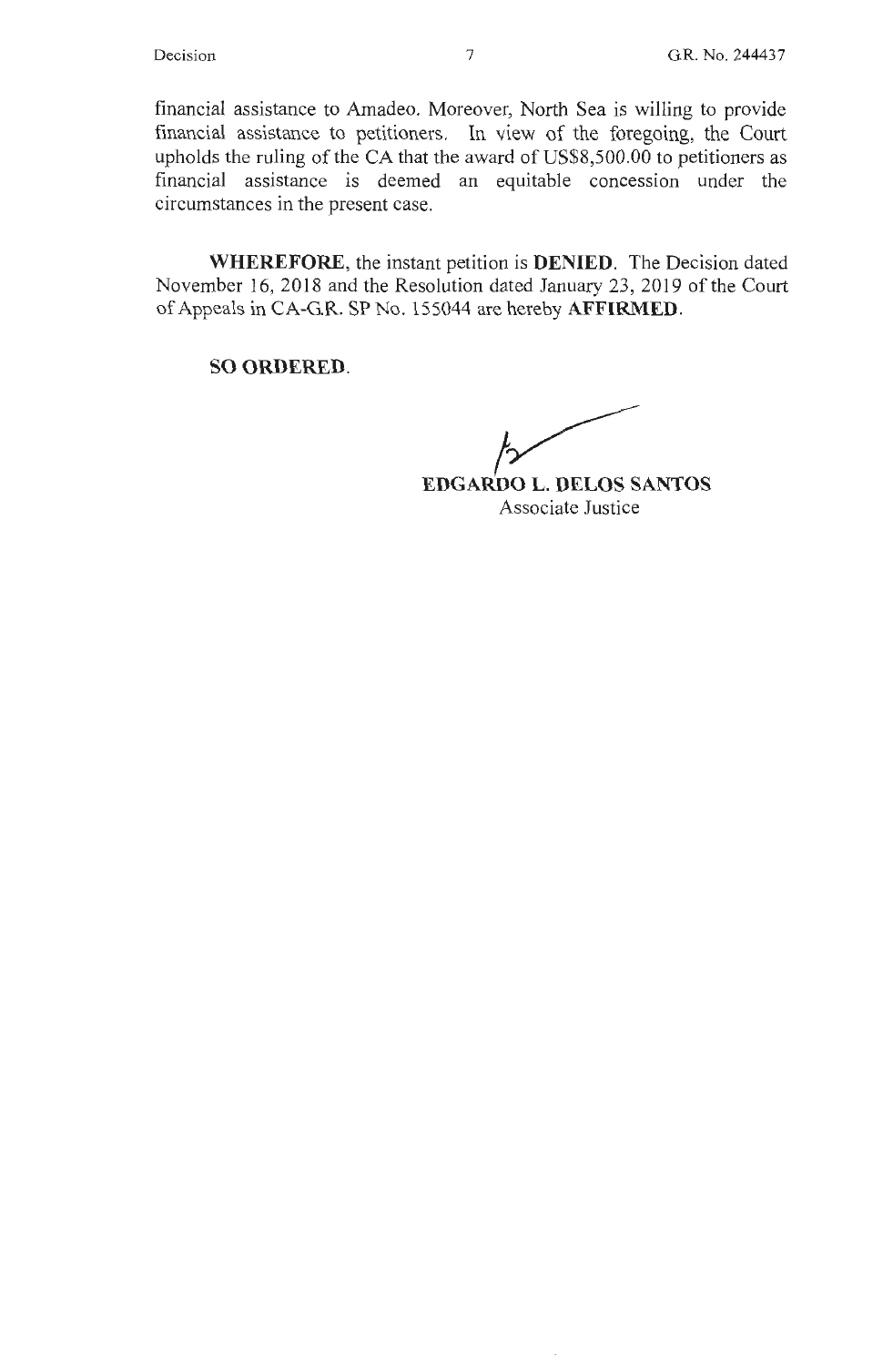financial assistance to Amadeo. Moreover, North Sea is willing to provide financial assistance to petitioners. In view of the foregoing, the Court upholds the ruling of the CA that the award of US$8,500.00 to petitioners as financial assistance is deemed an equitable concession under the circumstances in the present case.

**WHEREFORE**, the instant petition is **DENIED**. The Decision dated November 16, 2018 and the Resolution dated January 23, 2019 of the Court of Appeals in CA-G.R. SP No. 155044 are hereby **AFFIRMED**.

**SO ORDERED.**

**EDGARDO L. DELOS SANTOS**
Associate Justice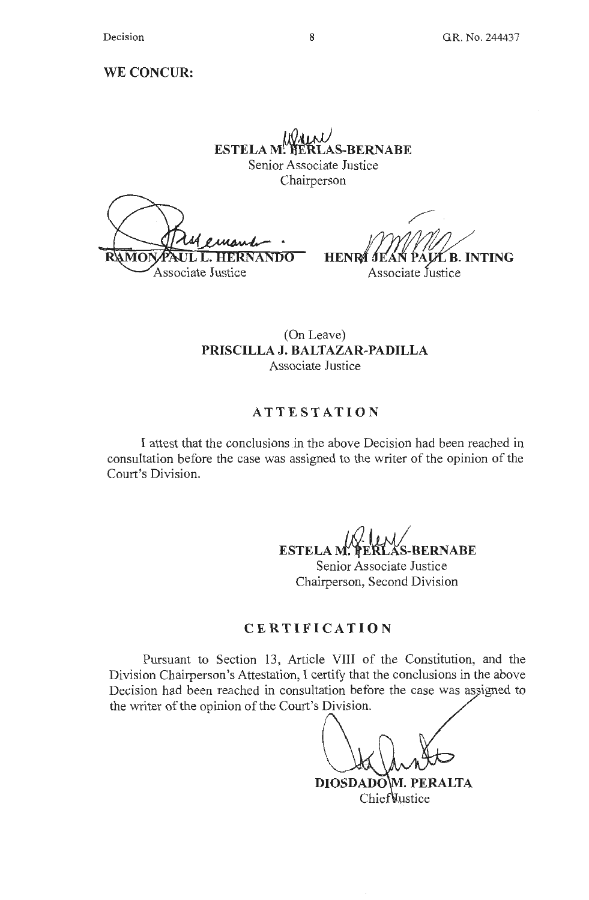**WE CONCUR:**

**ESTELA M. PERLAS-BERNABE**
Senior Associate Justice
Chairperson

**RAMON PAUL L. HERNANDO**
Associate Justice

**HENRI JEAN PAUL B. INTING**
Associate Justice

(On Leave)
**PRISCILLA J. BALTAZAR-PADILLA**
Associate Justice

## ATTESTATION

I attest that the conclusions in the above Decision had been reached in consultation before the case was assigned to the writer of the opinion of the Court's Division.

**ESTELA M. PERLAS-BERNABE**
Senior Associate Justice
Chairperson, Second Division

## CERTIFICATION

Pursuant to Section 13, Article VIII of the Constitution, and the Division Chairperson's Attestation, I certify that the conclusions in the above Decision had been reached in consultation before the case was assigned to the writer of the opinion of the Court's Division.

**DIOSDADO M. PERALTA**
Chief Justice